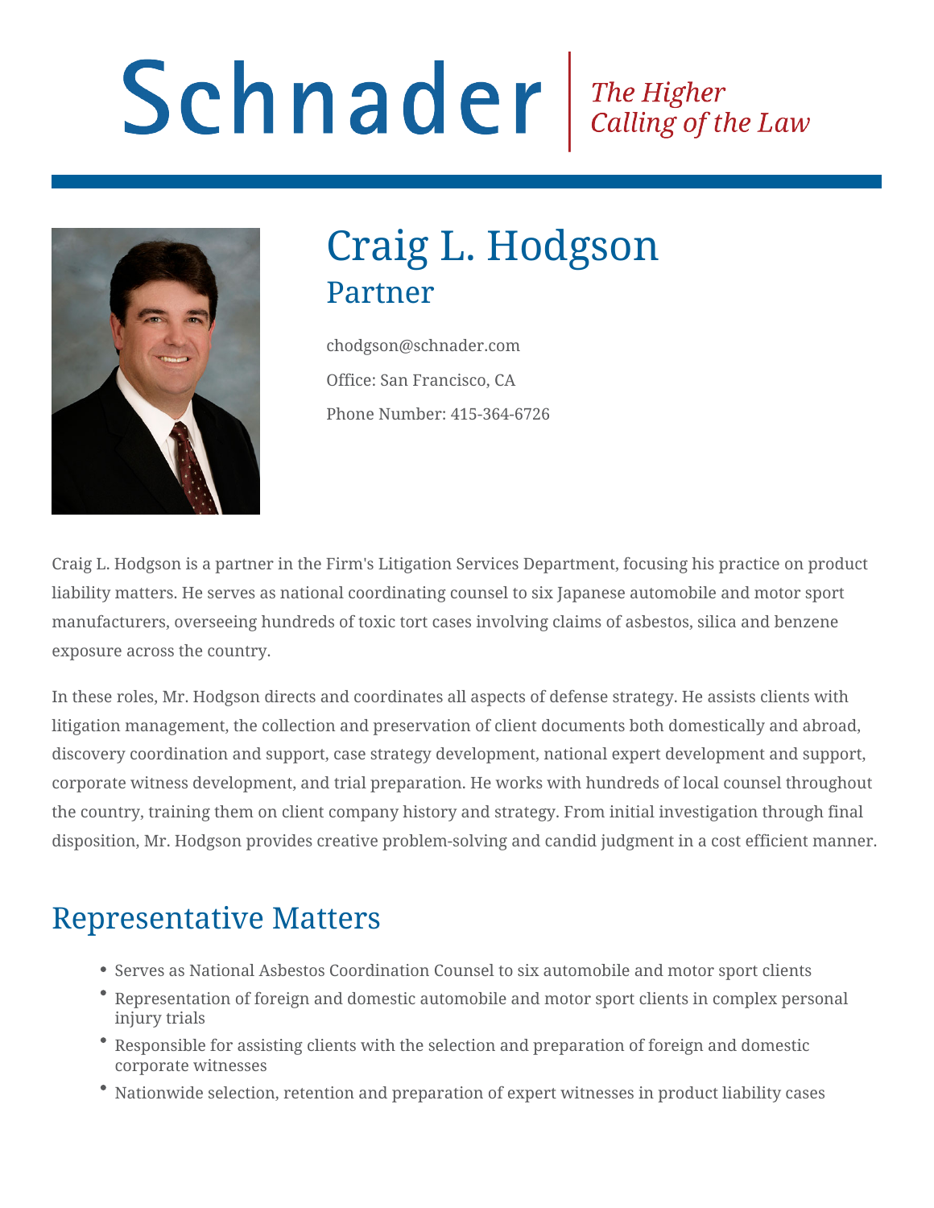# Schnader

*The Higher Calling of the Law*

# Craig L. Hodgson

## Partner

chodgson@schnader.com

Office: San Francisco, CA

Phone Number: 415-364-6726

Craig L. Hodgson is a partner in the Firm's Litigation Services Department, focusing his practice on product liability matters. He serves as national coordinating counsel to six Japanese automobile and motor sport manufacturers, overseeing hundreds of toxic tort cases involving claims of asbestos, silica and benzene exposure across the country.

In these roles, Mr. Hodgson directs and coordinates all aspects of defense strategy. He assists clients with litigation management, the collection and preservation of client documents both domestically and abroad, discovery coordination and support, case strategy development, national expert development and support, corporate witness development, and trial preparation. He works with hundreds of local counsel throughout the country, training them on client company history and strategy. From initial investigation through final disposition, Mr. Hodgson provides creative problem-solving and candid judgment in a cost efficient manner.

## Representative Matters

- Serves as National Asbestos Coordination Counsel to six automobile and motor sport clients
- Representation of foreign and domestic automobile and motor sport clients in complex personal injury trials
- Responsible for assisting clients with the selection and preparation of foreign and domestic corporate witnesses
- Nationwide selection, retention and preparation of expert witnesses in product liability cases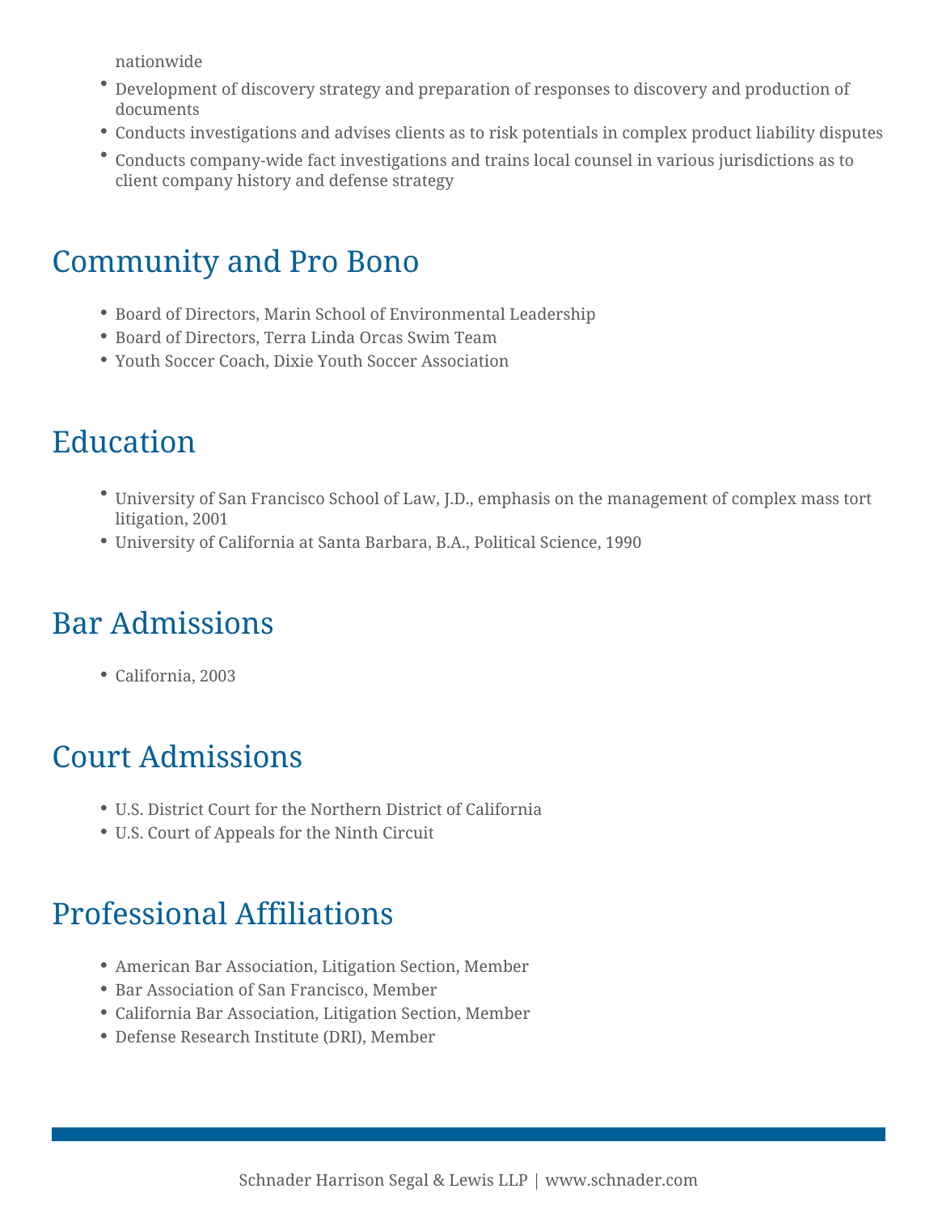nationwide

- Development of discovery strategy and preparation of responses to discovery and production of documents
- Conducts investigations and advises clients as to risk potentials in complex product liability disputes
- Conducts company-wide fact investigations and trains local counsel in various jurisdictions as to client company history and defense strategy

## Community and Pro Bono

- Board of Directors, Marin School of Environmental Leadership
- Board of Directors, Terra Linda Orcas Swim Team
- Youth Soccer Coach, Dixie Youth Soccer Association

## Education

- University of San Francisco School of Law, J.D., emphasis on the management of complex mass tort litigation, 2001
- University of California at Santa Barbara, B.A., Political Science, 1990

## Bar Admissions

- California, 2003

## Court Admissions

- U.S. District Court for the Northern District of California
- U.S. Court of Appeals for the Ninth Circuit

## Professional Affiliations

- American Bar Association, Litigation Section, Member
- Bar Association of San Francisco, Member
- California Bar Association, Litigation Section, Member
- Defense Research Institute (DRI), Member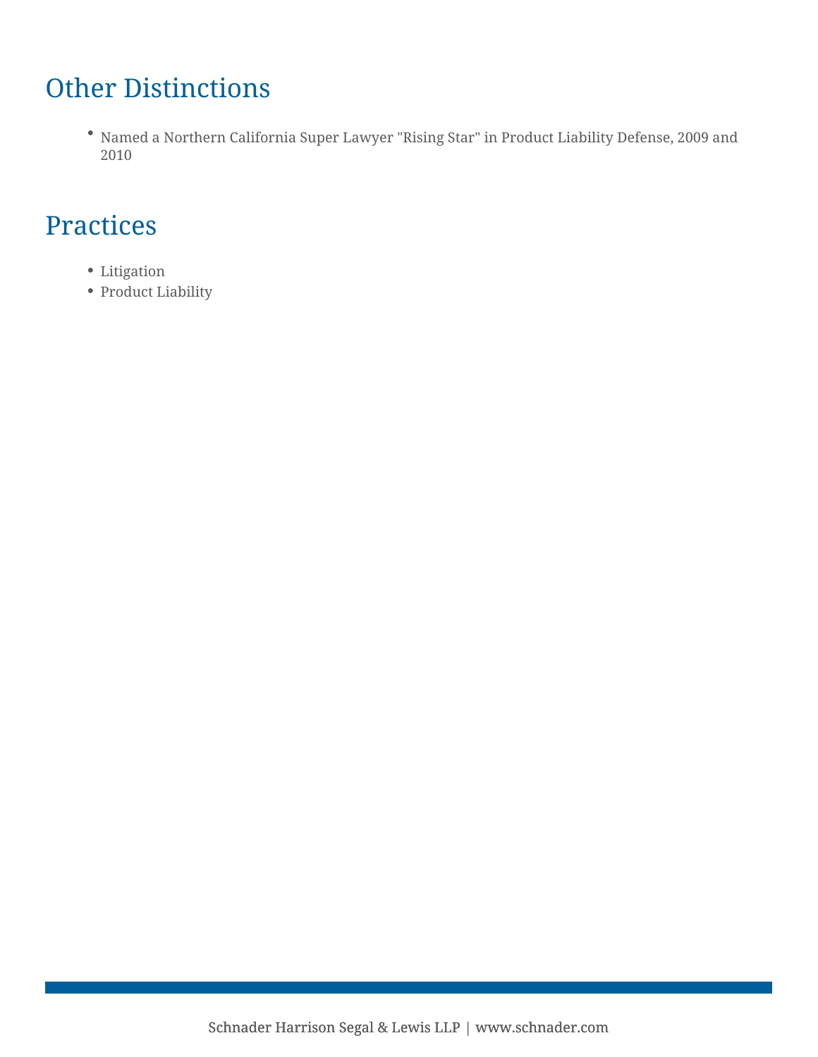## Other Distinctions

- Named a Northern California Super Lawyer "Rising Star" in Product Liability Defense, 2009 and 2010

## Practices

- Litigation
- Product Liability